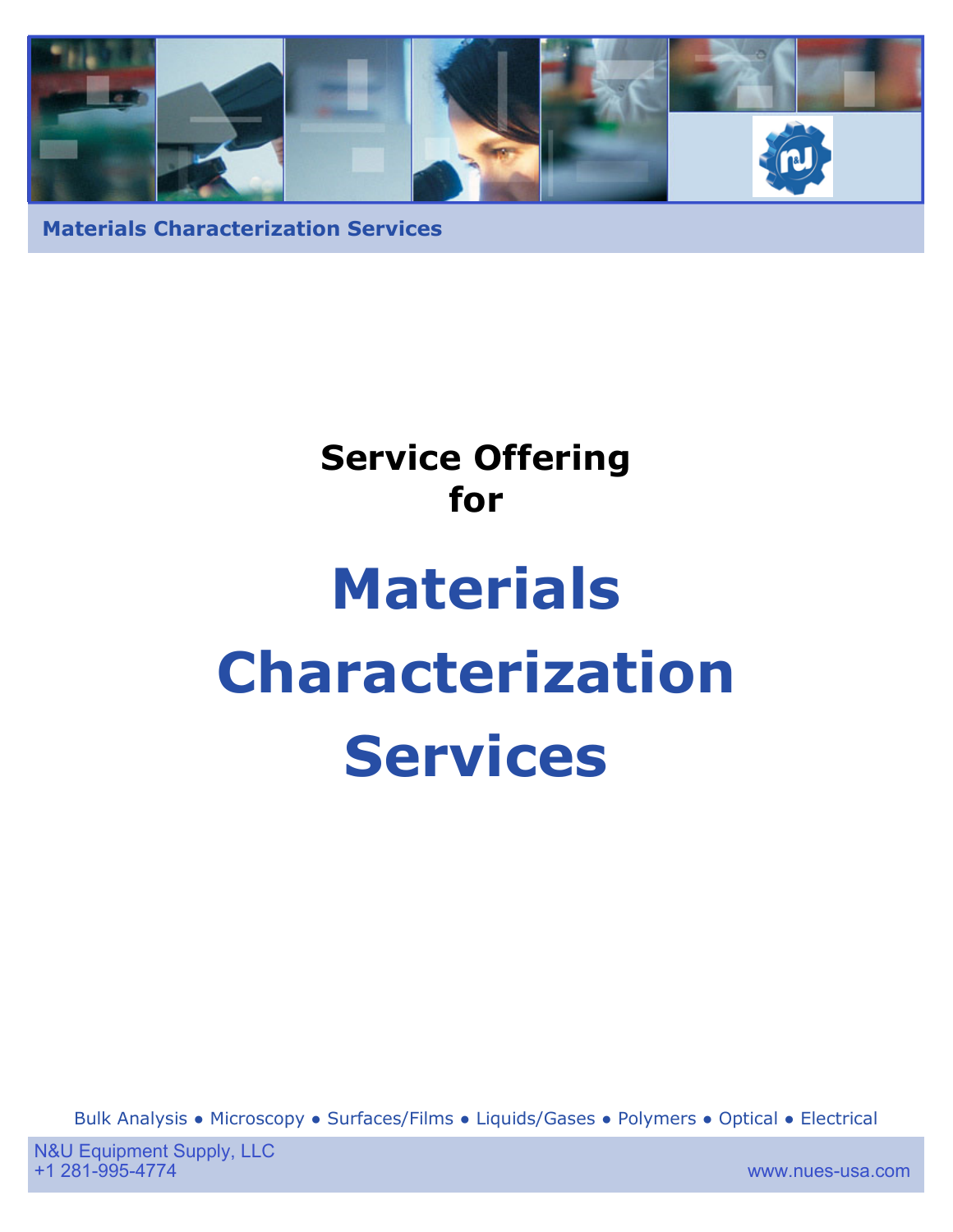Materials Characterization Services

**Service Offering for**

# Materials Characterization Services

Bulk Analysis ● Microscopy ● Surfaces/Films ● Liquids/Gases ● Polymers ● Optical ● Electrical

N&U Equipment Supply, LLC
+1 281-995-4774

www.nues-usa.com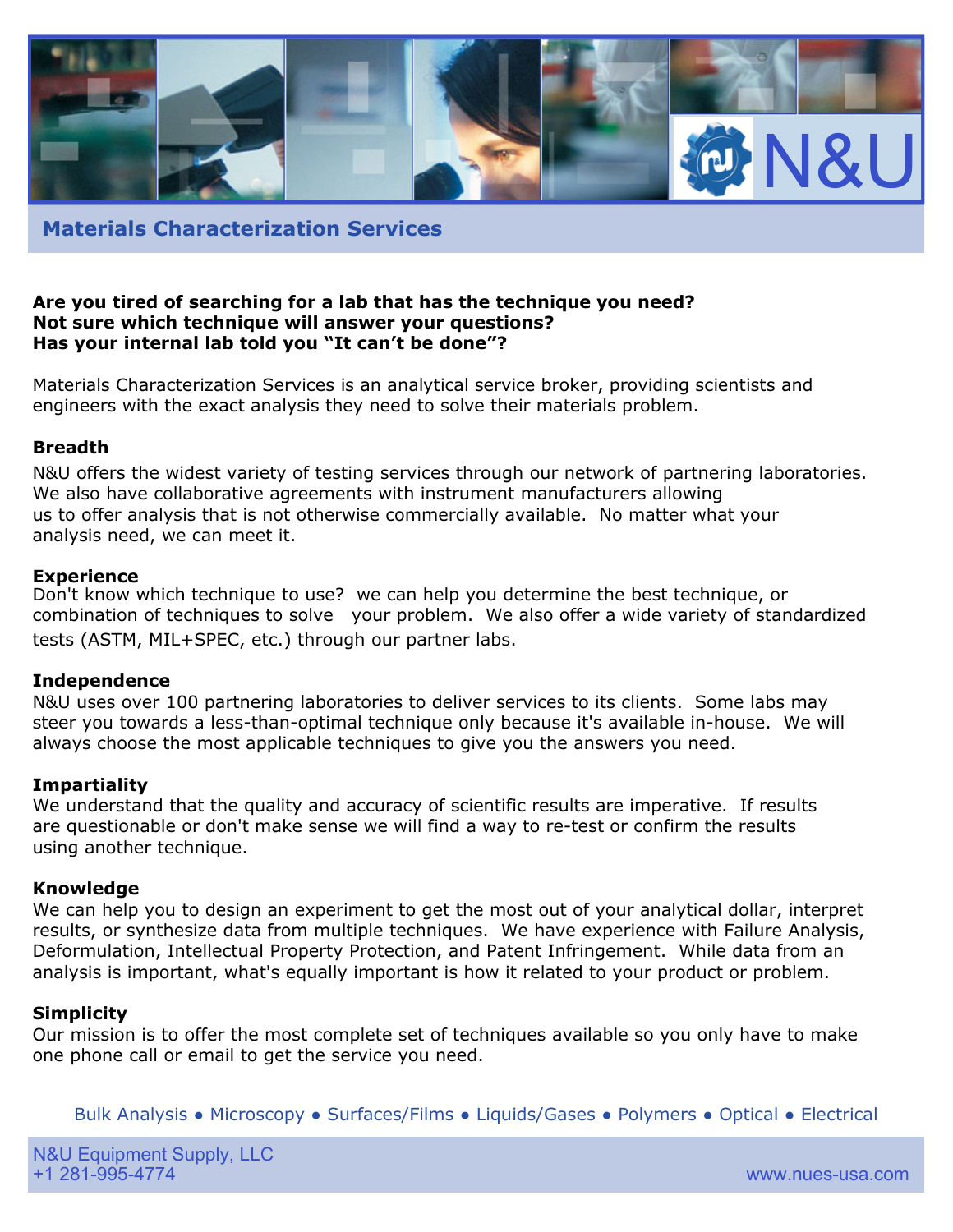N&U

## Materials Characterization Services

**Are you tired of searching for a lab that has the technique you need?**
**Not sure which technique will answer your questions?**
**Has your internal lab told you "It can't be done"?**

Materials Characterization Services is an analytical service broker, providing scientists and engineers with the exact analysis they need to solve their materials problem.

**Breadth**

N&U offers the widest variety of testing services through our network of partnering laboratories. We also have collaborative agreements with instrument manufacturers allowing us to offer analysis that is not otherwise commercially available. No matter what your analysis need, we can meet it.

**Experience**

Don't know which technique to use? we can help you determine the best technique, or combination of techniques to solve your problem. We also offer a wide variety of standardized tests (ASTM, MIL+SPEC, etc.) through our partner labs.

**Independence**

N&U uses over 100 partnering laboratories to deliver services to its clients. Some labs may steer you towards a less-than-optimal technique only because it's available in-house. We will always choose the most applicable techniques to give you the answers you need.

**Impartiality**

We understand that the quality and accuracy of scientific results are imperative. If results are questionable or don't make sense we will find a way to re-test or confirm the results using another technique.

**Knowledge**

We can help you to design an experiment to get the most out of your analytical dollar, interpret results, or synthesize data from multiple techniques. We have experience with Failure Analysis, Deformulation, Intellectual Property Protection, and Patent Infringement. While data from an analysis is important, what's equally important is how it related to your product or problem.

**Simplicity**

Our mission is to offer the most complete set of techniques available so you only have to make one phone call or email to get the service you need.

Bulk Analysis • Microscopy • Surfaces/Films • Liquids/Gases • Polymers • Optical • Electrical

N&U Equipment Supply, LLC
+1 281-995-4774
www.nues-usa.com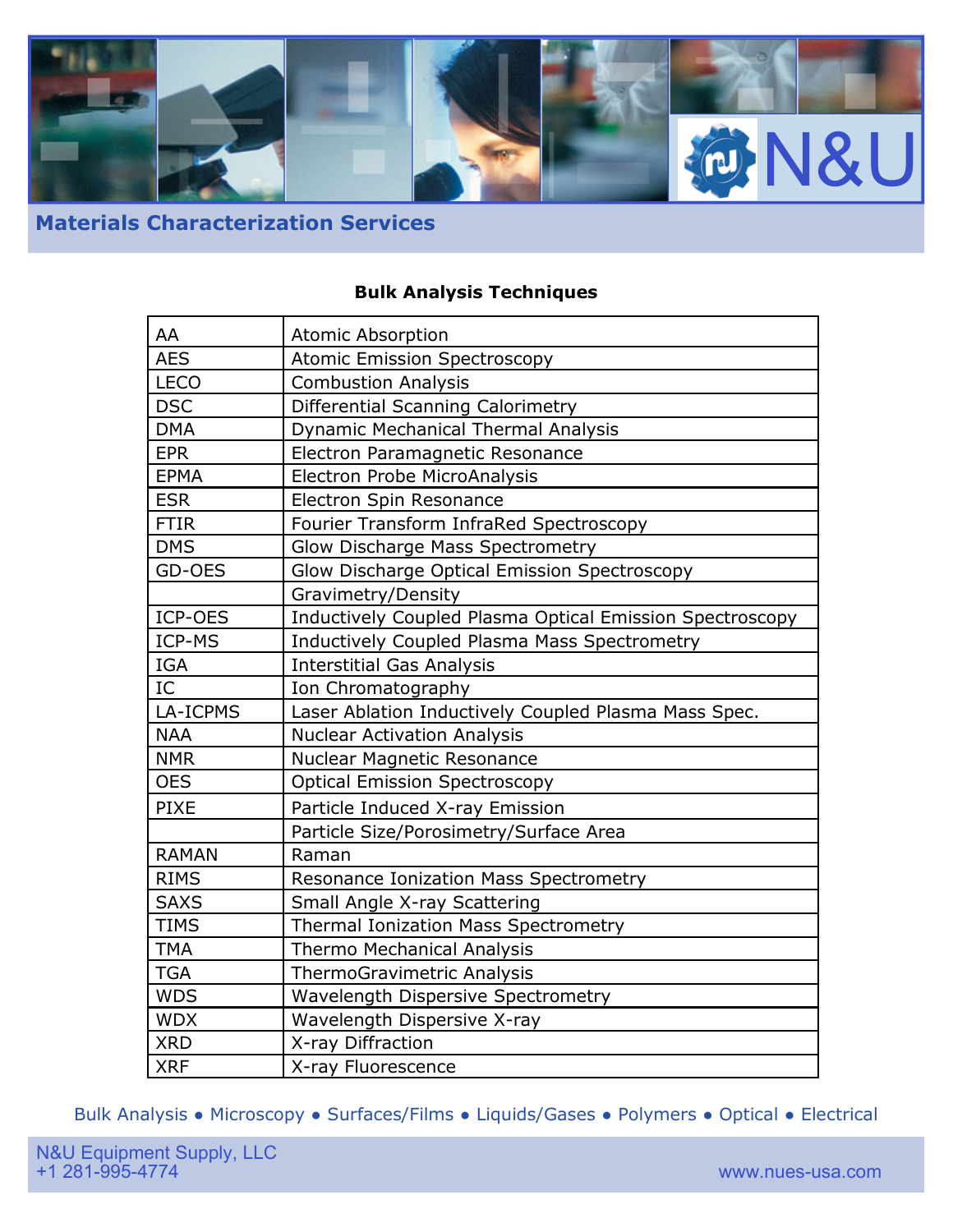## Materials Characterization Services

### Bulk Analysis Techniques

| | |
|---|---|
| AA | Atomic Absorption |
| AES | Atomic Emission Spectroscopy |
| LECO | Combustion Analysis |
| DSC | Differential Scanning Calorimetry |
| DMA | Dynamic Mechanical Thermal Analysis |
| EPR | Electron Paramagnetic Resonance |
| EPMA | Electron Probe MicroAnalysis |
| ESR | Electron Spin Resonance |
| FTIR | Fourier Transform InfraRed Spectroscopy |
| DMS | Glow Discharge Mass Spectrometry |
| GD-OES | Glow Discharge Optical Emission Spectroscopy |
| | Gravimetry/Density |
| ICP-OES | Inductively Coupled Plasma Optical Emission Spectroscopy |
| ICP-MS | Inductively Coupled Plasma Mass Spectrometry |
| IGA | Interstitial Gas Analysis |
| IC | Ion Chromatography |
| LA-ICPMS | Laser Ablation Inductively Coupled Plasma Mass Spec. |
| NAA | Nuclear Activation Analysis |
| NMR | Nuclear Magnetic Resonance |
| OES | Optical Emission Spectroscopy |
| PIXE | Particle Induced X-ray Emission |
| | Particle Size/Porosimetry/Surface Area |
| RAMAN | Raman |
| RIMS | Resonance Ionization Mass Spectrometry |
| SAXS | Small Angle X-ray Scattering |
| TIMS | Thermal Ionization Mass Spectrometry |
| TMA | Thermo Mechanical Analysis |
| TGA | ThermoGravimetric Analysis |
| WDS | Wavelength Dispersive Spectrometry |
| WDX | Wavelength Dispersive X-ray |
| XRD | X-ray Diffraction |
| XRF | X-ray Fluorescence |

Bulk Analysis ● Microscopy ● Surfaces/Films ● Liquids/Gases ● Polymers ● Optical ● Electrical

N&U Equipment Supply, LLC
+1 281-995-4774
www.nues-usa.com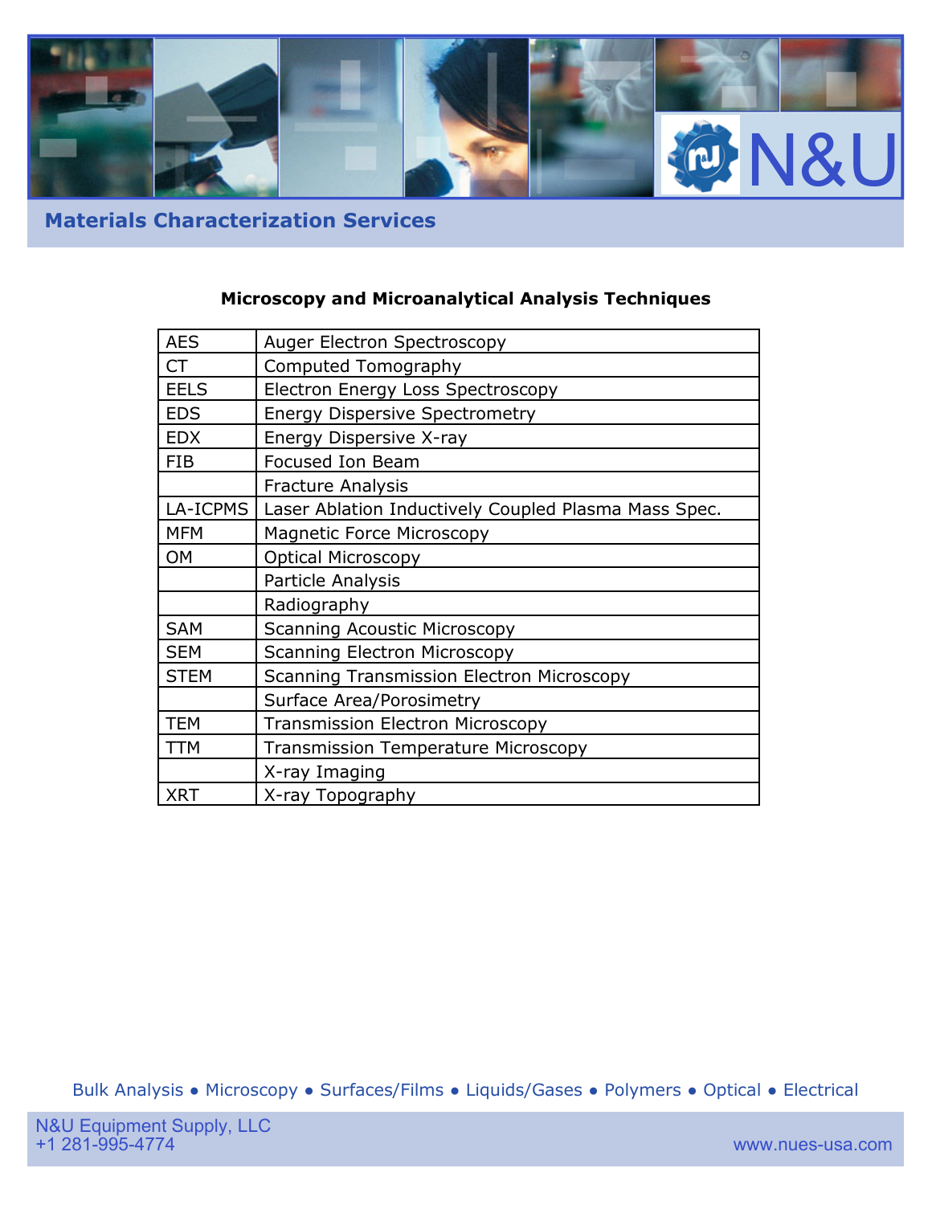## Materials Characterization Services

### Microscopy and Microanalytical Analysis Techniques

| | |
|---|---|
| AES | Auger Electron Spectroscopy |
| CT | Computed Tomography |
| EELS | Electron Energy Loss Spectroscopy |
| EDS | Energy Dispersive Spectrometry |
| EDX | Energy Dispersive X-ray |
| FIB | Focused Ion Beam |
| | Fracture Analysis |
| LA-ICPMS | Laser Ablation Inductively Coupled Plasma Mass Spec. |
| MFM | Magnetic Force Microscopy |
| OM | Optical Microscopy |
| | Particle Analysis |
| | Radiography |
| SAM | Scanning Acoustic Microscopy |
| SEM | Scanning Electron Microscopy |
| STEM | Scanning Transmission Electron Microscopy |
| | Surface Area/Porosimetry |
| TEM | Transmission Electron Microscopy |
| TTM | Transmission Temperature Microscopy |
| | X-ray Imaging |
| XRT | X-ray Topography |

Bulk Analysis ● Microscopy ● Surfaces/Films ● Liquids/Gases ● Polymers ● Optical ● Electrical

N&U Equipment Supply, LLC
+1 281-995-4774

www.nues-usa.com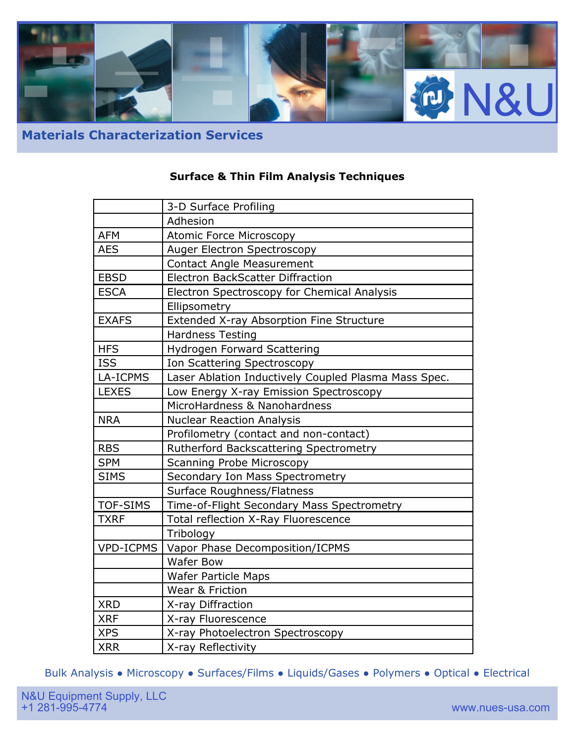N&U

## Materials Characterization Services

### Surface & Thin Film Analysis Techniques

| | |
|---|---|
| | 3-D Surface Profiling |
| | Adhesion |
| AFM | Atomic Force Microscopy |
| AES | Auger Electron Spectroscopy |
| | Contact Angle Measurement |
| EBSD | Electron BackScatter Diffraction |
| ESCA | Electron Spectroscopy for Chemical Analysis |
| | Ellipsometry |
| EXAFS | Extended X-ray Absorption Fine Structure |
| | Hardness Testing |
| HFS | Hydrogen Forward Scattering |
| ISS | Ion Scattering Spectroscopy |
| LA-ICPMS | Laser Ablation Inductively Coupled Plasma Mass Spec. |
| LEXES | Low Energy X-ray Emission Spectroscopy |
| | MicroHardness & Nanohardness |
| NRA | Nuclear Reaction Analysis |
| | Profilometry (contact and non-contact) |
| RBS | Rutherford Backscattering Spectrometry |
| SPM | Scanning Probe Microscopy |
| SIMS | Secondary Ion Mass Spectrometry |
| | Surface Roughness/Flatness |
| TOF-SIMS | Time-of-Flight Secondary Mass Spectrometry |
| TXRF | Total reflection X-Ray Fluorescence |
| | Tribology |
| VPD-ICPMS | Vapor Phase Decomposition/ICPMS |
| | Wafer Bow |
| | Wafer Particle Maps |
| | Wear & Friction |
| XRD | X-ray Diffraction |
| XRF | X-ray Fluorescence |
| XPS | X-ray Photoelectron Spectroscopy |
| XRR | X-ray Reflectivity |

Bulk Analysis ● Microscopy ● Surfaces/Films ● Liquids/Gases ● Polymers ● Optical ● Electrical

N&U Equipment Supply, LLC
+1 281-995-4774
www.nues-usa.com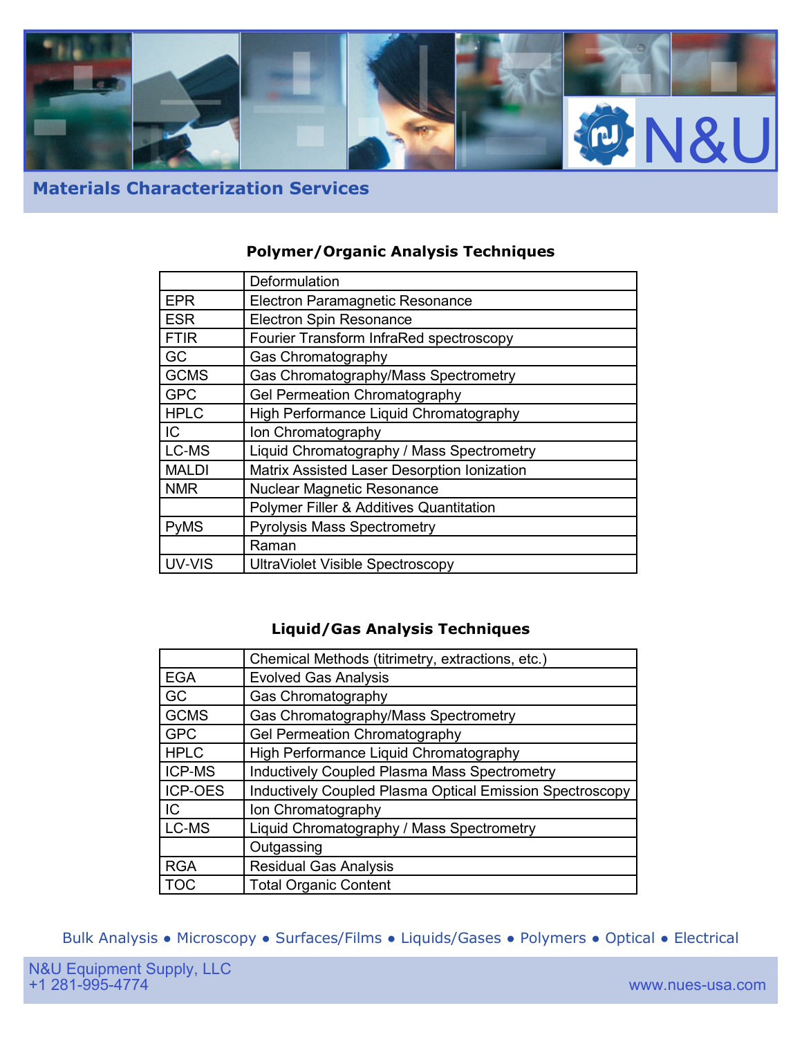N&U

## Materials Characterization Services

### Polymer/Organic Analysis Techniques

| | |
|---|---|
| | Deformulation |
| EPR | Electron Paramagnetic Resonance |
| ESR | Electron Spin Resonance |
| FTIR | Fourier Transform InfraRed spectroscopy |
| GC | Gas Chromatography |
| GCMS | Gas Chromatography/Mass Spectrometry |
| GPC | Gel Permeation Chromatography |
| HPLC | High Performance Liquid Chromatography |
| IC | Ion Chromatography |
| LC-MS | Liquid Chromatography / Mass Spectrometry |
| MALDI | Matrix Assisted Laser Desorption Ionization |
| NMR | Nuclear Magnetic Resonance |
| | Polymer Filler & Additives Quantitation |
| PyMS | Pyrolysis Mass Spectrometry |
| | Raman |
| UV-VIS | UltraViolet Visible Spectroscopy |

### Liquid/Gas Analysis Techniques

| | |
|---|---|
| | Chemical Methods (titrimetry, extractions, etc.) |
| EGA | Evolved Gas Analysis |
| GC | Gas Chromatography |
| GCMS | Gas Chromatography/Mass Spectrometry |
| GPC | Gel Permeation Chromatography |
| HPLC | High Performance Liquid Chromatography |
| ICP-MS | Inductively Coupled Plasma Mass Spectrometry |
| ICP-OES | Inductively Coupled Plasma Optical Emission Spectroscopy |
| IC | Ion Chromatography |
| LC-MS | Liquid Chromatography / Mass Spectrometry |
| | Outgassing |
| RGA | Residual Gas Analysis |
| TOC | Total Organic Content |

Bulk Analysis ● Microscopy ● Surfaces/Films ● Liquids/Gases ● Polymers ● Optical ● Electrical

N&U Equipment Supply, LLC
+1 281-995-4774
www.nues-usa.com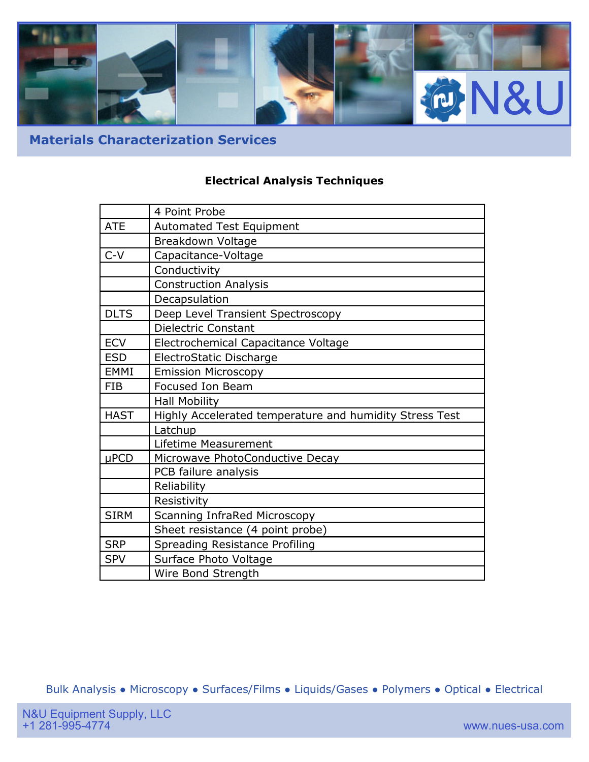## Materials Characterization Services

### Electrical Analysis Techniques

| | |
|---|---|
| | 4 Point Probe |
| ATE | Automated Test Equipment |
| | Breakdown Voltage |
| C-V | Capacitance-Voltage |
| | Conductivity |
| | Construction Analysis |
| | Decapsulation |
| DLTS | Deep Level Transient Spectroscopy |
| | Dielectric Constant |
| ECV | Electrochemical Capacitance Voltage |
| ESD | ElectroStatic Discharge |
| EMMI | Emission Microscopy |
| FIB | Focused Ion Beam |
| | Hall Mobility |
| HAST | Highly Accelerated temperature and humidity Stress Test |
| | Latchup |
| | Lifetime Measurement |
| μPCD | Microwave PhotoConductive Decay |
| | PCB failure analysis |
| | Reliability |
| | Resistivity |
| SIRM | Scanning InfraRed Microscopy |
| | Sheet resistance (4 point probe) |
| SRP | Spreading Resistance Profiling |
| SPV | Surface Photo Voltage |
| | Wire Bond Strength |

Bulk Analysis • Microscopy • Surfaces/Films • Liquids/Gases • Polymers • Optical • Electrical

N&U Equipment Supply, LLC
+1 281-995-4774
www.nues-usa.com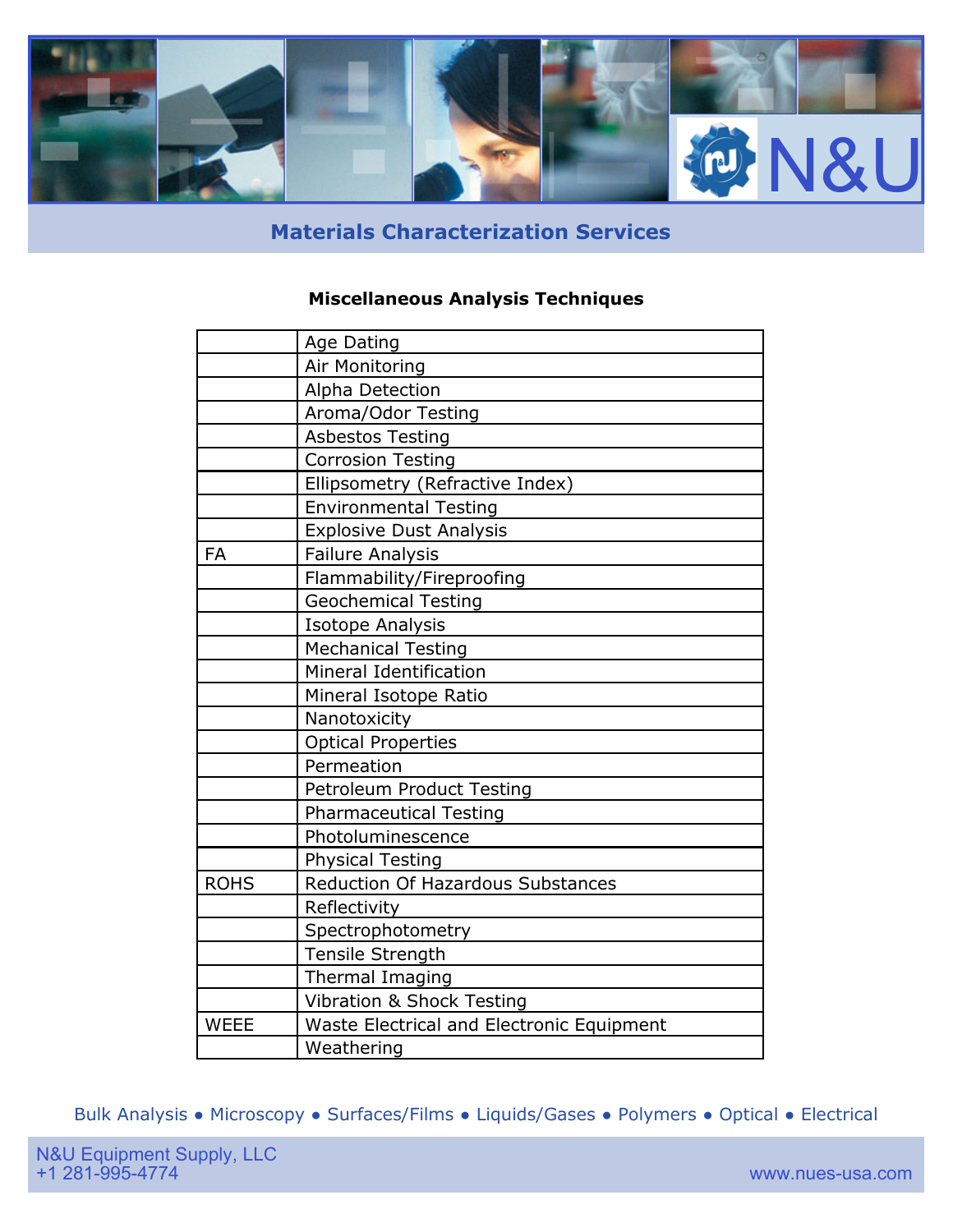N&U

## Materials Characterization Services

### Miscellaneous Analysis Techniques

| | |
|---|---|
| | Age Dating |
| | Air Monitoring |
| | Alpha Detection |
| | Aroma/Odor Testing |
| | Asbestos Testing |
| | Corrosion Testing |
| | Ellipsometry (Refractive Index) |
| | Environmental Testing |
| | Explosive Dust Analysis |
| FA | Failure Analysis |
| | Flammability/Fireproofing |
| | Geochemical Testing |
| | Isotope Analysis |
| | Mechanical Testing |
| | Mineral Identification |
| | Mineral Isotope Ratio |
| | Nanotoxicity |
| | Optical Properties |
| | Permeation |
| | Petroleum Product Testing |
| | Pharmaceutical Testing |
| | Photoluminescence |
| | Physical Testing |
| ROHS | Reduction Of Hazardous Substances |
| | Reflectivity |
| | Spectrophotometry |
| | Tensile Strength |
| | Thermal Imaging |
| | Vibration & Shock Testing |
| WEEE | Waste Electrical and Electronic Equipment |
| | Weathering |

Bulk Analysis ● Microscopy ● Surfaces/Films ● Liquids/Gases ● Polymers ● Optical ● Electrical

N&U Equipment Supply, LLC
+1 281-995-4774

www.nues-usa.com